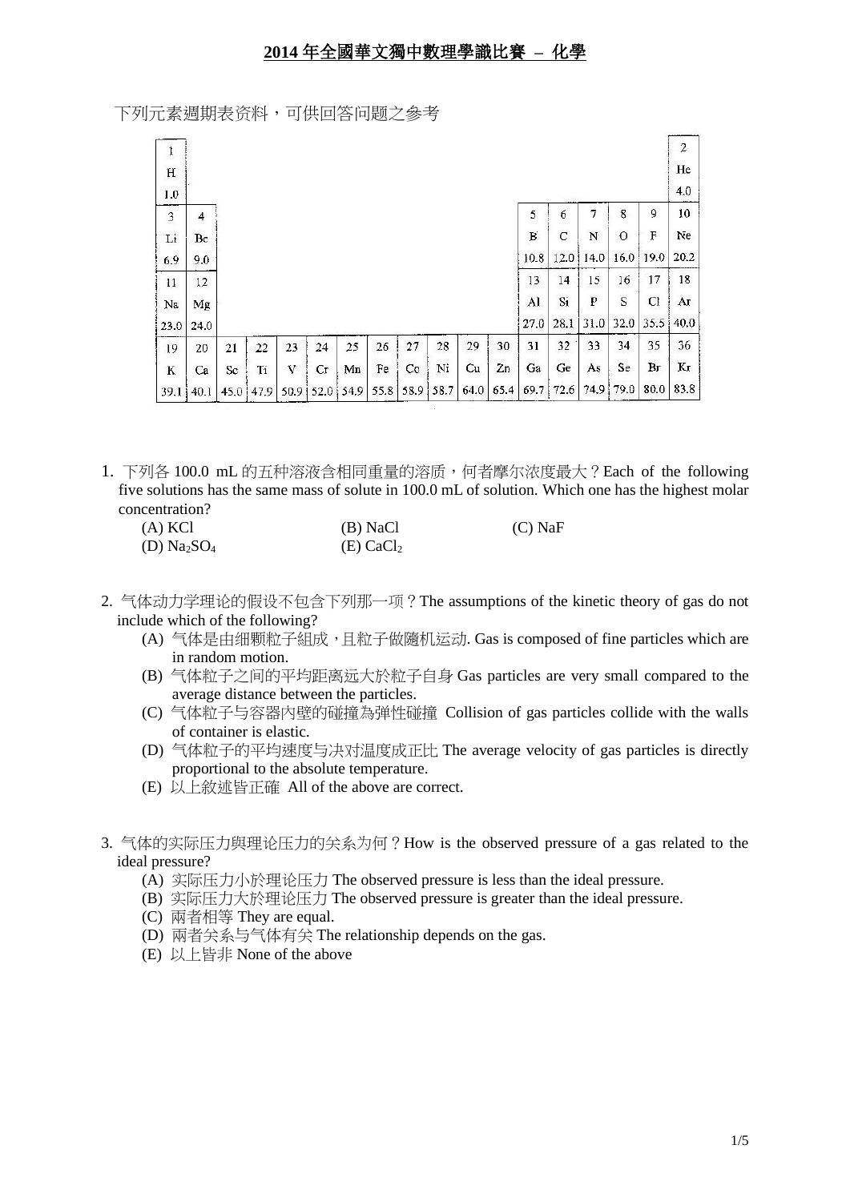# 2014 年全國華文獨中數理學識比賽 – 化學

下列元素週期表资料，可供回答问题之参考

| | | | | | | | | | | | | | | | | | |
|---|---|---|---|---|---|---|---|---|---|---|---|---|---|---|---|---|---|
| 1<br>H<br>1.0 | | | | | | | | | | | | | | | | | 2<br>He<br>4.0 |
| 3<br>Li<br>6.9 | 4<br>Be<br>9.0 | | | | | | | | | | | 5<br>B<br>10.8 | 6<br>C<br>12.0 | 7<br>N<br>14.0 | 8<br>O<br>16.0 | 9<br>F<br>19.0 | 10<br>Ne<br>20.2 |
| 11<br>Na<br>23.0 | 12<br>Mg<br>24.0 | | | | | | | | | | | 13<br>Al<br>27.0 | 14<br>Si<br>28.1 | 15<br>P<br>31.0 | 16<br>S<br>32.0 | 17<br>Cl<br>35.5 | 18<br>Ar<br>40.0 |
| 19<br>K<br>39.1 | 20<br>Ca<br>40.1 | 21<br>Sc<br>45.0 | 22<br>Ti<br>47.9 | 23<br>V<br>50.9 | 24<br>Cr<br>52.0 | 25<br>Mn<br>54.9 | 26<br>Fe<br>55.8 | 27<br>Co<br>58.9 | 28<br>Ni<br>58.7 | 29<br>Cu<br>64.0 | 30<br>Zn<br>65.4 | 31<br>Ga<br>69.7 | 32<br>Ge<br>72.6 | 33<br>As<br>74.9 | 34<br>Se<br>79.0 | 35<br>Br<br>80.0 | 36<br>Kr<br>83.8 |

1. 下列各 100.0 mL 的五种溶液含相同重量的溶质，何者摩尔浓度最大？Each of the following five solutions has the same mass of solute in 100.0 mL of solution. Which one has the highest molar concentration?
   (A) KCl　　(B) NaCl　　(C) NaF
   (D) $Na_2SO_4$　　(E) $CaCl_2$

2. 气体动力学理论的假设不包含下列那一项？The assumptions of the kinetic theory of gas do not include which of the following?
   (A) 气体是由细颗粒子組成，且粒子做隨机运动. Gas is composed of fine particles which are in random motion.
   (B) 气体粒子之间的平均距离远大於粒子自身 Gas particles are very small compared to the average distance between the particles.
   (C) 气体粒子与容器內壁的碰撞為弹性碰撞 Collision of gas particles collide with the walls of container is elastic.
   (D) 气体粒子的平均速度与决对温度成正比 The average velocity of gas particles is directly proportional to the absolute temperature.
   (E) 以上敘述皆正確 All of the above are correct.

3. 气体的实际压力與理论压力的关系为何？How is the observed pressure of a gas related to the ideal pressure?
   (A) 实际压力小於理论压力 The observed pressure is less than the ideal pressure.
   (B) 实际压力大於理论压力 The observed pressure is greater than the ideal pressure.
   (C) 兩者相等 They are equal.
   (D) 兩者关系与气体有关 The relationship depends on the gas.
   (E) 以上皆非 None of the above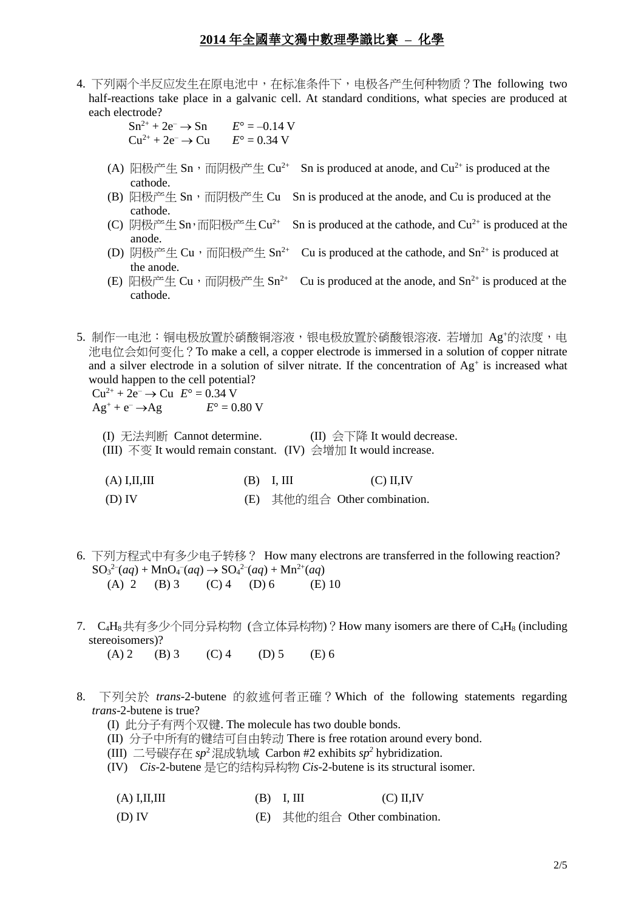# 2014 年全國華文獨中數理學識比賽 – 化學

4. 下列两个半反应发生在原电池中，在标准条件下，电极各产生何种物质？The following two half-reactions take place in a galvanic cell. At standard conditions, what species are produced at each electrode?

   $Sn^{2+} + 2e^- \rightarrow Sn$　　$E° = –0.14$ V
   $Cu^{2+} + 2e^- \rightarrow Cu$　　$E° = 0.34$ V

   (A) 阳极产生 Sn，而阴极产生 $Cu^{2+}$　Sn is produced at anode, and $Cu^{2+}$ is produced at the cathode.
   (B) 阳极产生 Sn，而阴极产生 Cu　Sn is produced at the anode, and Cu is produced at the cathode.
   (C) 阴极产生 Sn，而阳极产生 $Cu^{2+}$　Sn is produced at the cathode, and $Cu^{2+}$ is produced at the anode.
   (D) 阴极产生 Cu，而阳极产生 $Sn^{2+}$　Cu is produced at the cathode, and $Sn^{2+}$ is produced at the anode.
   (E) 阳极产生 Cu，而阴极产生 $Sn^{2+}$　Cu is produced at the anode, and $Sn^{2+}$ is produced at the cathode.

5. 制作一电池：铜电极放置於硝酸铜溶液，银电极放置於硝酸银溶液. 若增加 $Ag^+$的浓度，电池电位会如何变化？To make a cell, a copper electrode is immersed in a solution of copper nitrate and a silver electrode in a solution of silver nitrate. If the concentration of $Ag^+$ is increased what would happen to the cell potential?

   $Cu^{2+} + 2e^- \rightarrow Cu$　$E° = 0.34$ V
   $Ag^+ + e^- \rightarrow Ag$　　$E° = 0.80$ V

   (I) 无法判断 Cannot determine.　　(II) 会下降 It would decrease.
   (III) 不变 It would remain constant.　(IV) 会增加 It would increase.

   (A) I,II,III　　(B) I, III　　(C) II,IV
   (D) IV　　(E) 其他的组合 Other combination.

6. 下列方程式中有多少电子转移？ How many electrons are transferred in the following reaction?

   $SO_3^{2-}(aq) + MnO_4^-(aq) \rightarrow SO_4^{2-}(aq) + Mn^{2+}(aq)$

   (A) 2　(B) 3　(C) 4　(D) 6　(E) 10

7. $C_4H_8$共有多少个同分异构物 (含立体异构物)？How many isomers are there of $C_4H_8$ (including stereoisomers)?

   (A) 2　(B) 3　(C) 4　(D) 5　(E) 6

8. 下列关於 *trans*-2-butene 的敘述何者正確？Which of the following statements regarding *trans*-2-butene is true?

   (I) 此分子有两个双键. The molecule has two double bonds.
   (II) 分子中所有的键结可自由转动 There is free rotation around every bond.
   (III) 二号碳存在 $sp^2$混成轨域 Carbon #2 exhibits $sp^2$ hybridization.
   (IV) *Cis*-2-butene 是它的结构异构物 *Cis*-2-butene is its structural isomer.

   (A) I,II,III　　(B) I, III　　(C) II,IV
   (D) IV　　(E) 其他的组合 Other combination.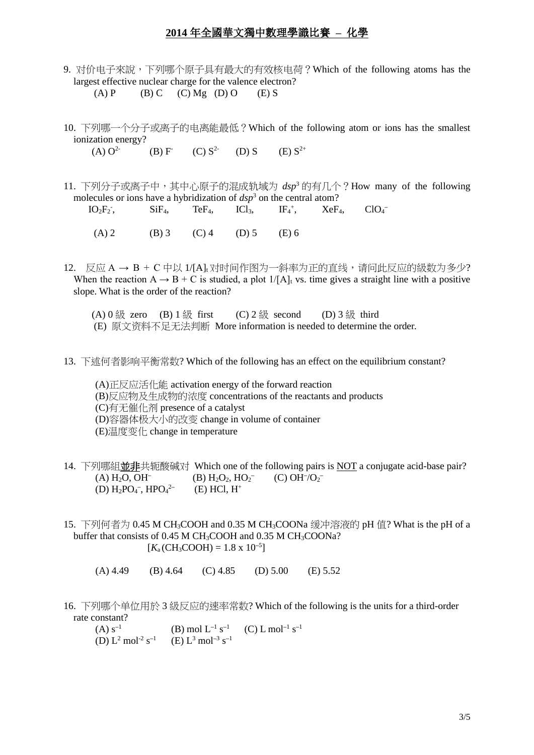## 2014 年全國華文獨中數理學識比賽 – 化學

9. 对价电子來說，下列哪个原子具有最大的有效核电荷？Which of the following atoms has the largest effective nuclear charge for the valence electron?

   (A) P (B) C (C) Mg (D) O (E) S

10. 下列哪一个分子或离子的电离能最低？Which of the following atom or ions has the smallest ionization energy?

    (A) $O^{2-}$ (B) $F^{-}$ (C) $S^{2-}$ (D) S (E) $S^{2+}$

11. 下列分子或离子中，其中心原子的混成轨域为 $dsp^3$ 的有几个？How many of the following molecules or ions have a hybridization of $dsp^3$ on the central atom?

    $IO_2F_2^-$, $SiF_4$, $TeF_4$, $ICl_3$, $IF_4^+$, $XeF_4$, $ClO_4^-$

    (A) 2 (B) 3 (C) 4 (D) 5 (E) 6

12. 反应 A → B + C 中以 $1/[A]_t$ 对时间作图为一斜率为正的直线，请问此反应的級数为多少? When the reaction A → B + C is studied, a plot $1/[A]_t$ vs. time gives a straight line with a positive slope. What is the order of the reaction?

    (A) 0 級 zero (B) 1 級 first (C) 2 級 second (D) 3 級 third
    (E) 原文资料不足无法判断 More information is needed to determine the order.

13. 下述何者影响平衡常数? Which of the following has an effect on the equilibrium constant?

    (A)正反应活化能 activation energy of the forward reaction
    (B)反应物及生成物的浓度 concentrations of the reactants and products
    (C)有无催化剂 presence of a catalyst
    (D)容器体极大小的改变 change in volume of container
    (E)温度变化 change in temperature

14. 下列哪組**並非**共轭酸碱对 Which one of the following pairs is NOT a conjugate acid-base pair?

    (A) $H_2O$, $OH^-$ (B) $H_2O_2$, $HO_2^-$ (C) $OH^-/O_2^-$
    (D) $H_2PO_4^-$, $HPO_4^{2-}$ (E) HCl, $H^+$

15. 下列何者为 0.45 M $CH_3COOH$ and 0.35 M $CH_3COONa$ 缓冲溶液的 pH 值? What is the pH of a buffer that consists of 0.45 M $CH_3COOH$ and 0.35 M $CH_3COONa$?

    $[K_a(CH_3COOH) = 1.8 \times 10^{-5}]$

    (A) 4.49 (B) 4.64 (C) 4.85 (D) 5.00 (E) 5.52

16. 下列哪个单位用於 3 級反应的速率常数? Which of the following is the units for a third-order rate constant?

    (A) $s^{-1}$ (B) mol $L^{-1}$ $s^{-1}$ (C) L $mol^{-1}$ $s^{-1}$
    (D) $L^2$ $mol^{-2}$ $s^{-1}$ (E) $L^3$ $mol^{-3}$ $s^{-1}$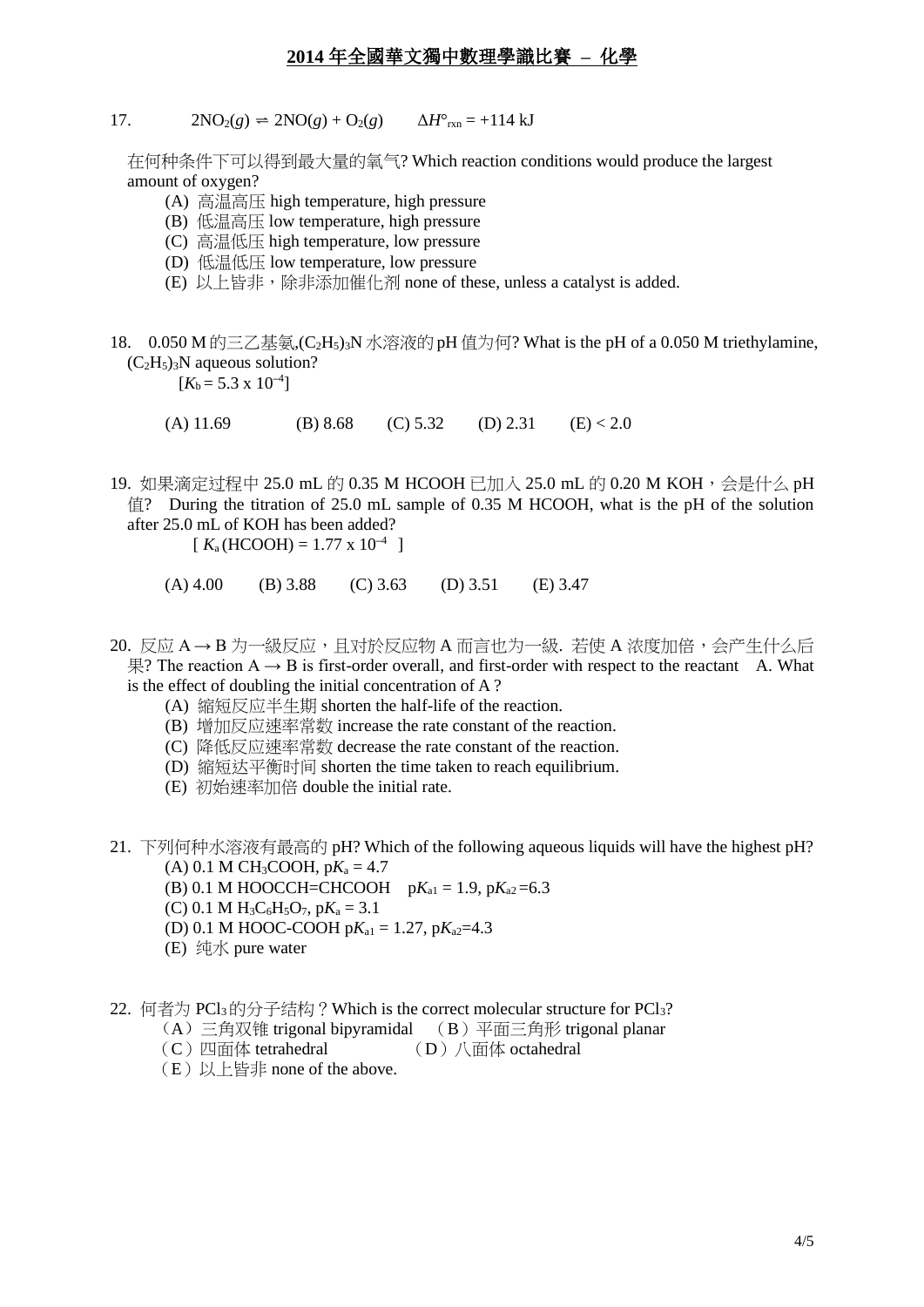17. $2NO_2(g) \rightleftharpoons 2NO(g) + O_2(g)$ $\Delta H^\circ_{rxn} = +114$ kJ

在何种条件下可以得到最大量的氧气? Which reaction conditions would produce the largest amount of oxygen?

(A) 高温高压 high temperature, high pressure
(B) 低温高压 low temperature, high pressure
(C) 高温低压 high temperature, low pressure
(D) 低温低压 low temperature, low pressure
(E) 以上皆非，除非添加催化剂 none of these, unless a catalyst is added.

18. 0.050 M 的三乙基氨,$(C_2H_5)_3N$ 水溶液的 pH 值为何? What is the pH of a 0.050 M triethylamine, $(C_2H_5)_3N$ aqueous solution?

$[K_b = 5.3 \times 10^{-4}]$

(A) 11.69 (B) 8.68 (C) 5.32 (D) 2.31 (E) < 2.0

19. 如果滴定过程中 25.0 mL 的 0.35 M HCOOH 已加入 25.0 mL 的 0.20 M KOH，会是什么 pH 值? During the titration of 25.0 mL sample of 0.35 M HCOOH, what is the pH of the solution after 25.0 mL of KOH has been added?

$[K_a(HCOOH) = 1.77 \times 10^{-4}]$

(A) 4.00 (B) 3.88 (C) 3.63 (D) 3.51 (E) 3.47

20. 反应 A → B 为一級反应，且对於反应物 A 而言也为一級. 若使 A 浓度加倍，会产生什么后果? The reaction A → B is first-order overall, and first-order with respect to the reactant A. What is the effect of doubling the initial concentration of A ?

(A) 縮短反应半生期 shorten the half-life of the reaction.
(B) 增加反应速率常数 increase the rate constant of the reaction.
(C) 降低反应速率常数 decrease the rate constant of the reaction.
(D) 縮短达平衡时间 shorten the time taken to reach equilibrium.
(E) 初始速率加倍 double the initial rate.

21. 下列何种水溶液有最高的 pH? Which of the following aqueous liquids will have the highest pH?

(A) 0.1 M $CH_3COOH$, $pK_a = 4.7$
(B) 0.1 M HOOCCH=CHCOOH $pK_{a1} = 1.9$, $pK_{a2} = 6.3$
(C) 0.1 M $H_3C_6H_5O_7$, $pK_a = 3.1$
(D) 0.1 M HOOC-COOH $pK_{a1} = 1.27$, $pK_{a2} = 4.3$
(E) 纯水 pure water

22. 何者为 $PCl_3$ 的分子结构？Which is the correct molecular structure for $PCl_3$?

（A）三角双锥 trigonal bipyramidal （B）平面三角形 trigonal planar
（C）四面体 tetrahedral （D）八面体 octahedral
（E）以上皆非 none of the above.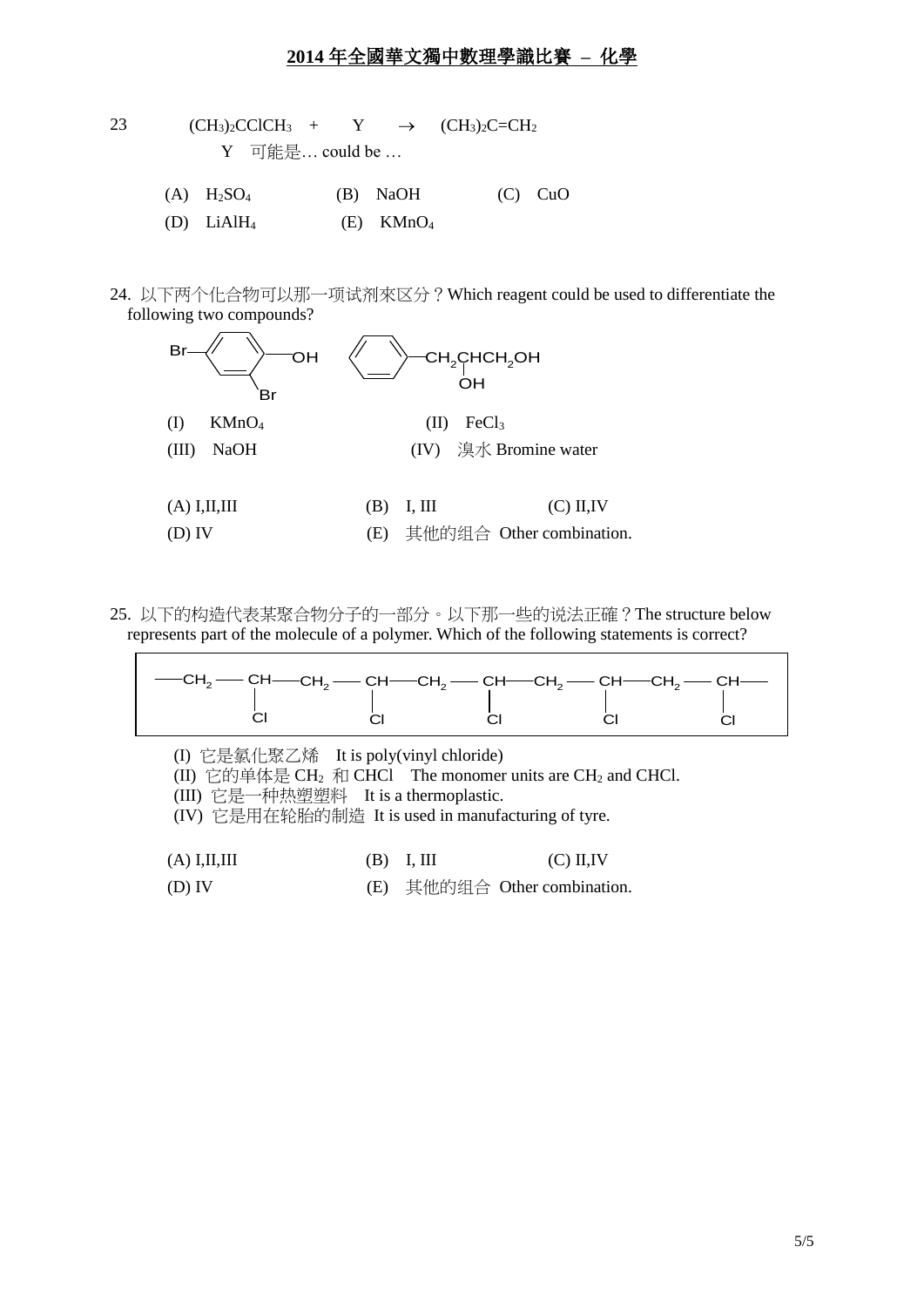23 $(CH_3)_2CClCH_3$ + Y → $(CH_3)_2C=CH_2$

Y 可能是… could be …

(A) $H_2SO_4$ (B) NaOH (C) CuO

(D) $LiAlH_4$ (E) $KMnO_4$

24. 以下两个化合物可以那一项试剂來区分？Which reagent could be used to differentiate the following two compounds?

(2,4-dibromophenol: Br, Br on benzene ring with OH) (benzene ring–$CH_2CH(OH)CH_2OH$)

(I) $KMnO_4$ (II) $FeCl_3$

(III) NaOH (IV) 溴水 Bromine water

(A) I,II,III (B) I, III (C) II,IV

(D) IV (E) 其他的组合 Other combination.

25. 以下的构造代表某聚合物分子的一部分。以下那一些的说法正確？The structure below represents part of the molecule of a polymer. Which of the following statements is correct?

—$CH_2$—CH(Cl)—$CH_2$—CH(Cl)—$CH_2$—CH(Cl)—$CH_2$—CH(Cl)—$CH_2$—CH(Cl)—

(I) 它是氯化聚乙烯 It is poly(vinyl chloride)

(II) 它的单体是 $CH_2$ 和 CHCl The monomer units are $CH_2$ and CHCl.

(III) 它是一种热塑塑料 It is a thermoplastic.

(IV) 它是用在轮胎的制造 It is used in manufacturing of tyre.

(A) I,II,III (B) I, III (C) II,IV

(D) IV (E) 其他的组合 Other combination.